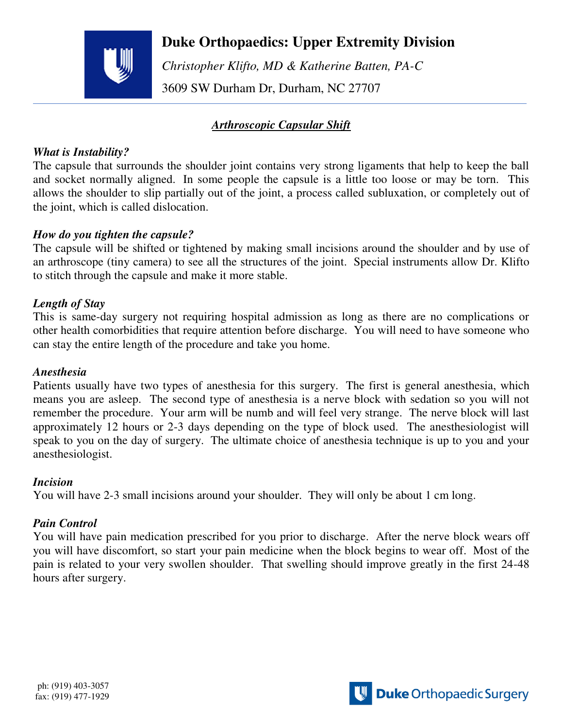# Duke Orthopaedics: Upper Extremity Division

*Christopher Klifto, MD & Katherine Batten, PA-C*

3609 SW Durham Dr, Durham, NC 27707

---

## ***Arthroscopic Capsular Shift***

### *What is Instability?*

The capsule that surrounds the shoulder joint contains very strong ligaments that help to keep the ball and socket normally aligned. In some people the capsule is a little too loose or may be torn. This allows the shoulder to slip partially out of the joint, a process called subluxation, or completely out of the joint, which is called dislocation.

### *How do you tighten the capsule?*

The capsule will be shifted or tightened by making small incisions around the shoulder and by use of an arthroscope (tiny camera) to see all the structures of the joint. Special instruments allow Dr. Klifto to stitch through the capsule and make it more stable.

### *Length of Stay*

This is same-day surgery not requiring hospital admission as long as there are no complications or other health comorbidities that require attention before discharge. You will need to have someone who can stay the entire length of the procedure and take you home.

### *Anesthesia*

Patients usually have two types of anesthesia for this surgery. The first is general anesthesia, which means you are asleep. The second type of anesthesia is a nerve block with sedation so you will not remember the procedure. Your arm will be numb and will feel very strange. The nerve block will last approximately 12 hours or 2-3 days depending on the type of block used. The anesthesiologist will speak to you on the day of surgery. The ultimate choice of anesthesia technique is up to you and your anesthesiologist.

### *Incision*

You will have 2-3 small incisions around your shoulder. They will only be about 1 cm long.

### *Pain Control*

You will have pain medication prescribed for you prior to discharge. After the nerve block wears off you will have discomfort, so start your pain medicine when the block begins to wear off. Most of the pain is related to your very swollen shoulder. That swelling should improve greatly in the first 24-48 hours after surgery.

ph: (919) 403-3057
fax: (919) 477-1929

Duke Orthopaedic Surgery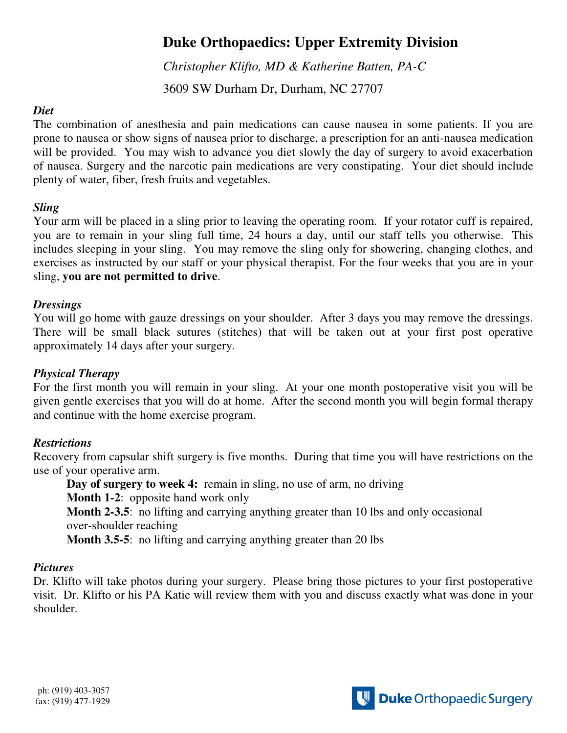# Duke Orthopaedics: Upper Extremity Division

*Christopher Klifto, MD & Katherine Batten, PA-C*

3609 SW Durham Dr, Durham, NC 27707

### *Diet*

The combination of anesthesia and pain medications can cause nausea in some patients. If you are prone to nausea or show signs of nausea prior to discharge, a prescription for an anti-nausea medication will be provided. You may wish to advance you diet slowly the day of surgery to avoid exacerbation of nausea. Surgery and the narcotic pain medications are very constipating. Your diet should include plenty of water, fiber, fresh fruits and vegetables.

### *Sling*

Your arm will be placed in a sling prior to leaving the operating room. If your rotator cuff is repaired, you are to remain in your sling full time, 24 hours a day, until our staff tells you otherwise. This includes sleeping in your sling. You may remove the sling only for showering, changing clothes, and exercises as instructed by our staff or your physical therapist. For the four weeks that you are in your sling, **you are not permitted to drive**.

### *Dressings*

You will go home with gauze dressings on your shoulder. After 3 days you may remove the dressings. There will be small black sutures (stitches) that will be taken out at your first post operative approximately 14 days after your surgery.

### *Physical Therapy*

For the first month you will remain in your sling. At your one month postoperative visit you will be given gentle exercises that you will do at home. After the second month you will begin formal therapy and continue with the home exercise program.

### *Restrictions*

Recovery from capsular shift surgery is five months. During that time you will have restrictions on the use of your operative arm.

- **Day of surgery to week 4:** remain in sling, no use of arm, no driving
- **Month 1-2**: opposite hand work only
- **Month 2-3.5**: no lifting and carrying anything greater than 10 lbs and only occasional over-shoulder reaching
- **Month 3.5-5**: no lifting and carrying anything greater than 20 lbs

### *Pictures*

Dr. Klifto will take photos during your surgery. Please bring those pictures to your first postoperative visit. Dr. Klifto or his PA Katie will review them with you and discuss exactly what was done in your shoulder.

ph: (919) 403-3057
fax: (919) 477-1929

Duke Orthopaedic Surgery